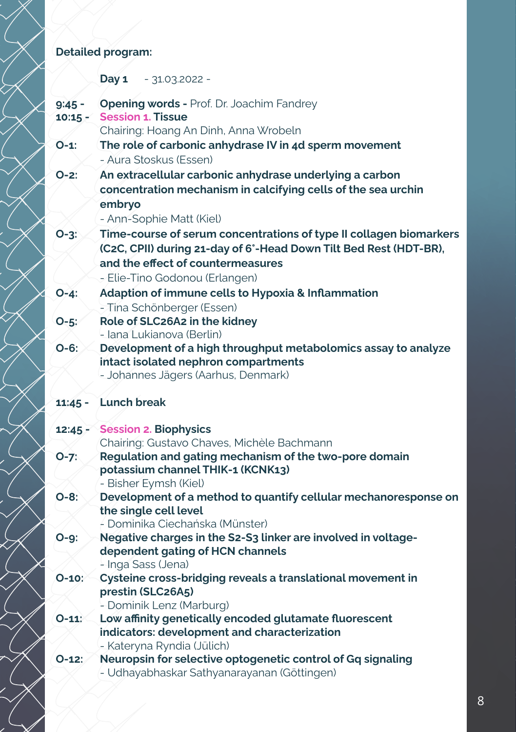## Detailed program:

**Day 1** - 31.03.2022 -

**9:45 -** **Opening words -** Prof. Dr. Joachim Fandrey

**10:15 -** **Session 1. Tissue**
Chairing: Hoang An Dinh, Anna Wrobeln

**O-1:** **The role of carbonic anhydrase IV in 4d sperm movement**
- Aura Stoskus (Essen)

**O-2:** **An extracellular carbonic anhydrase underlying a carbon concentration mechanism in calcifying cells of the sea urchin embryo**
- Ann-Sophie Matt (Kiel)

**O-3:** **Time-course of serum concentrations of type II collagen biomarkers (C2C, CPII) during 21-day of 6°-Head Down Tilt Bed Rest (HDT-BR), and the effect of countermeasures**
- Elie-Tino Godonou (Erlangen)

**O-4:** **Adaption of immune cells to Hypoxia & Inflammation**
- Tina Schönberger (Essen)

**O-5:** **Role of SLC26A2 in the kidney**
- Iana Lukianova (Berlin)

**O-6:** **Development of a high throughput metabolomics assay to analyze intact isolated nephron compartments**
- Johannes Jägers (Aarhus, Denmark)

**11:45 -** **Lunch break**

**12:45 -** **Session 2. Biophysics**
Chairing: Gustavo Chaves, Michèle Bachmann

**O-7:** **Regulation and gating mechanism of the two-pore domain potassium channel THIK-1 (KCNK13)**
- Bisher Eymsh (Kiel)

**O-8:** **Development of a method to quantify cellular mechanoresponse on the single cell level**
- Dominika Ciechańska (Münster)

**O-9:** **Negative charges in the S2-S3 linker are involved in voltage-dependent gating of HCN channels**
- Inga Sass (Jena)

**O-10:** **Cysteine cross-bridging reveals a translational movement in prestin (SLC26A5)**
- Dominik Lenz (Marburg)

**O-11:** **Low affinity genetically encoded glutamate fluorescent indicators: development and characterization**
- Kateryna Ryndia (Jülich)

**O-12:** **Neuropsin for selective optogenetic control of Gq signaling**
- Udhayabhaskar Sathyanarayanan (Göttingen)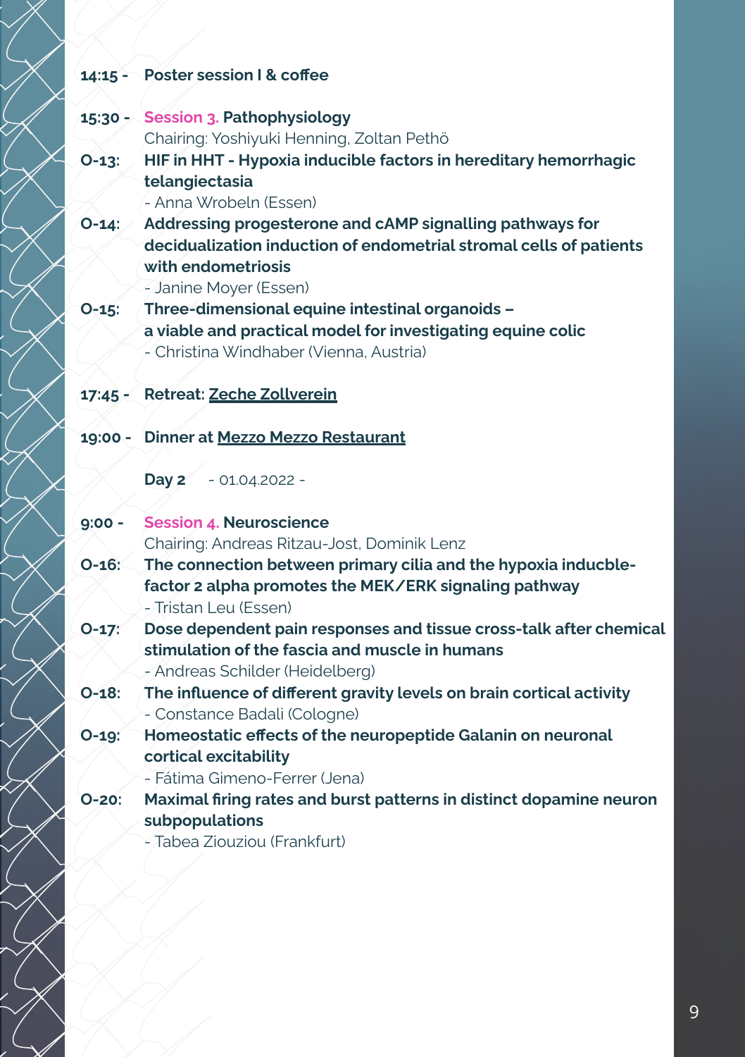**14:15 -** **Poster session I & coffee**

**15:30 -** **Session 3. Pathophysiology**
Chairing: Yoshiyuki Henning, Zoltan Pethö

**O-13:** **HIF in HHT - Hypoxia inducible factors in hereditary hemorrhagic telangiectasia**
- Anna Wrobeln (Essen)

**O-14:** **Addressing progesterone and cAMP signalling pathways for decidualization induction of endometrial stromal cells of patients with endometriosis**
- Janine Moyer (Essen)

**O-15:** **Three-dimensional equine intestinal organoids – a viable and practical model for investigating equine colic**
- Christina Windhaber (Vienna, Austria)

**17:45 -** **Retreat: Zeche Zollverein**

**19:00 -** **Dinner at Mezzo Mezzo Restaurant**

**Day 2** - 01.04.2022 -

**9:00 -** **Session 4. Neuroscience**
Chairing: Andreas Ritzau-Jost, Dominik Lenz

**O-16:** **The connection between primary cilia and the hypoxia inducble-factor 2 alpha promotes the MEK/ERK signaling pathway**
- Tristan Leu (Essen)

**O-17:** **Dose dependent pain responses and tissue cross-talk after chemical stimulation of the fascia and muscle in humans**
- Andreas Schilder (Heidelberg)

**O-18:** **The influence of different gravity levels on brain cortical activity**
- Constance Badali (Cologne)

**O-19:** **Homeostatic effects of the neuropeptide Galanin on neuronal cortical excitability**
- Fátima Gimeno-Ferrer (Jena)

**O-20:** **Maximal firing rates and burst patterns in distinct dopamine neuron subpopulations**
- Tabea Ziouziou (Frankfurt)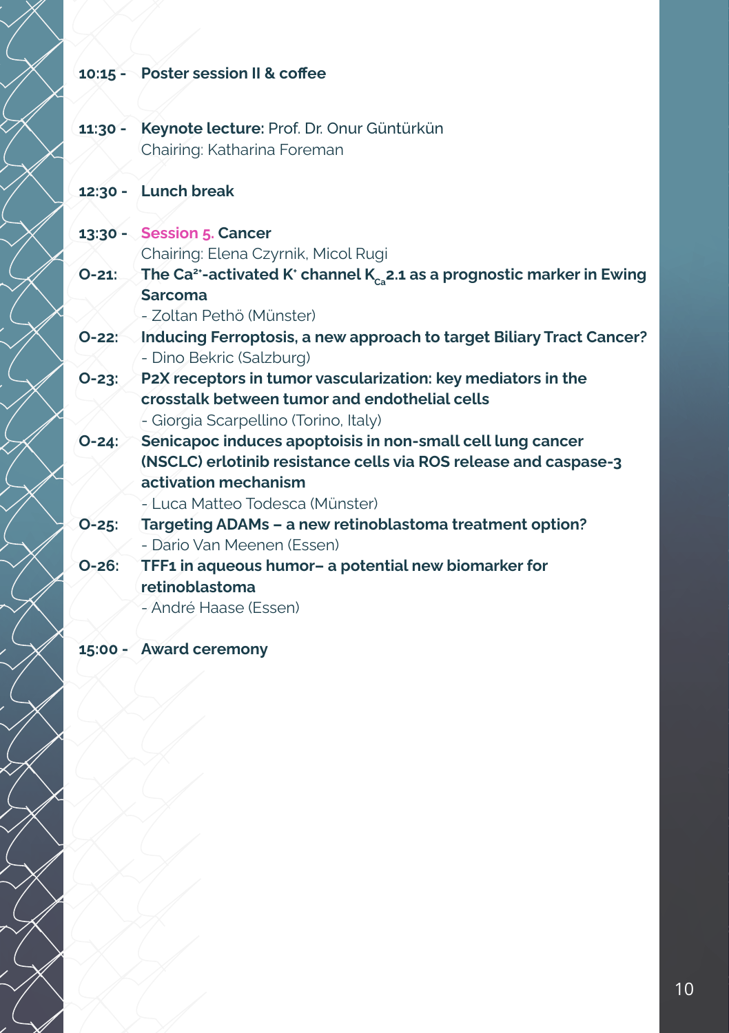**10:15 - Poster session II & coffee**

**11:30 - Keynote lecture:** Prof. Dr. Onur Güntürkün
Chairing: Katharina Foreman

**12:30 - Lunch break**

**13:30 - Session 5. Cancer**
Chairing: Elena Czyrnik, Micol Rugi

**O-21: The $Ca^{2+}$-activated $K^{+}$ channel $K_{Ca}2.1$ as a prognostic marker in Ewing Sarcoma**
- Zoltan Pethö (Münster)

**O-22: Inducing Ferroptosis, a new approach to target Biliary Tract Cancer?**
- Dino Bekric (Salzburg)

**O-23: P2X receptors in tumor vascularization: key mediators in the crosstalk between tumor and endothelial cells**
- Giorgia Scarpellino (Torino, Italy)

**O-24: Senicapoc induces apoptoisis in non-small cell lung cancer (NSCLC) erlotinib resistance cells via ROS release and caspase-3 activation mechanism**
- Luca Matteo Todesca (Münster)

**O-25: Targeting ADAMs – a new retinoblastoma treatment option?**
- Dario Van Meenen (Essen)

**O-26: TFF1 in aqueous humor– a potential new biomarker for retinoblastoma**
- André Haase (Essen)

**15:00 - Award ceremony**